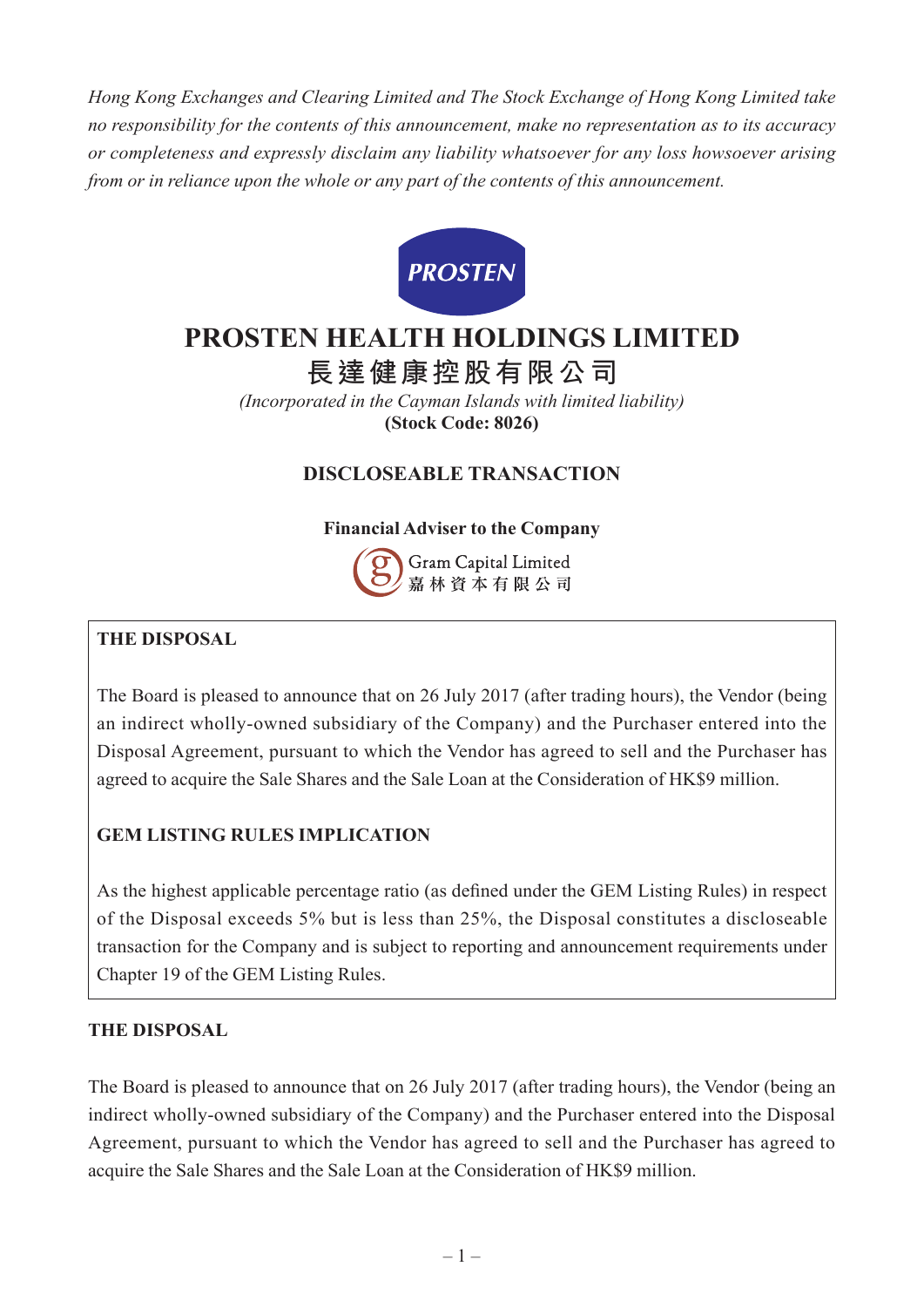*Hong Kong Exchanges and Clearing Limited and The Stock Exchange of Hong Kong Limited take no responsibility for the contents of this announcement, make no representation as to its accuracy or completeness and expressly disclaim any liability whatsoever for any loss howsoever arising from or in reliance upon the whole or any part of the contents of this announcement.*

PROSTEN

# PROSTEN HEALTH HOLDINGS LIMITED
# 長達健康控股有限公司

*(Incorporated in the Cayman Islands with limited liability)*

**(Stock Code: 8026)**

## DISCLOSEABLE TRANSACTION

**Financial Adviser to the Company**

Gram Capital Limited
嘉林資本有限公司

**THE DISPOSAL**

The Board is pleased to announce that on 26 July 2017 (after trading hours), the Vendor (being an indirect wholly-owned subsidiary of the Company) and the Purchaser entered into the Disposal Agreement, pursuant to which the Vendor has agreed to sell and the Purchaser has agreed to acquire the Sale Shares and the Sale Loan at the Consideration of HK$9 million.

**GEM LISTING RULES IMPLICATION**

As the highest applicable percentage ratio (as defined under the GEM Listing Rules) in respect of the Disposal exceeds 5% but is less than 25%, the Disposal constitutes a discloseable transaction for the Company and is subject to reporting and announcement requirements under Chapter 19 of the GEM Listing Rules.

### THE DISPOSAL

The Board is pleased to announce that on 26 July 2017 (after trading hours), the Vendor (being an indirect wholly-owned subsidiary of the Company) and the Purchaser entered into the Disposal Agreement, pursuant to which the Vendor has agreed to sell and the Purchaser has agreed to acquire the Sale Shares and the Sale Loan at the Consideration of HK$9 million.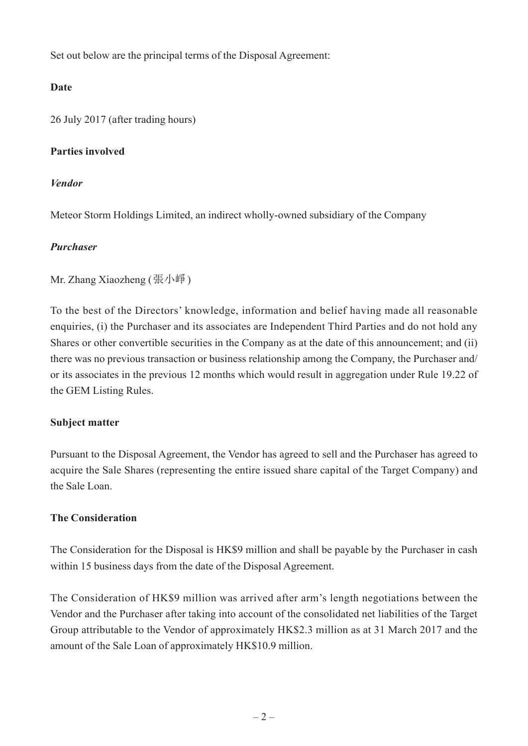Set out below are the principal terms of the Disposal Agreement:

**Date**

26 July 2017 (after trading hours)

**Parties involved**

***Vendor***

Meteor Storm Holdings Limited, an indirect wholly-owned subsidiary of the Company

***Purchaser***

Mr. Zhang Xiaozheng (張小崢)

To the best of the Directors' knowledge, information and belief having made all reasonable enquiries, (i) the Purchaser and its associates are Independent Third Parties and do not hold any Shares or other convertible securities in the Company as at the date of this announcement; and (ii) there was no previous transaction or business relationship among the Company, the Purchaser and/or its associates in the previous 12 months which would result in aggregation under Rule 19.22 of the GEM Listing Rules.

**Subject matter**

Pursuant to the Disposal Agreement, the Vendor has agreed to sell and the Purchaser has agreed to acquire the Sale Shares (representing the entire issued share capital of the Target Company) and the Sale Loan.

**The Consideration**

The Consideration for the Disposal is HK$9 million and shall be payable by the Purchaser in cash within 15 business days from the date of the Disposal Agreement.

The Consideration of HK$9 million was arrived after arm's length negotiations between the Vendor and the Purchaser after taking into account of the consolidated net liabilities of the Target Group attributable to the Vendor of approximately HK$2.3 million as at 31 March 2017 and the amount of the Sale Loan of approximately HK$10.9 million.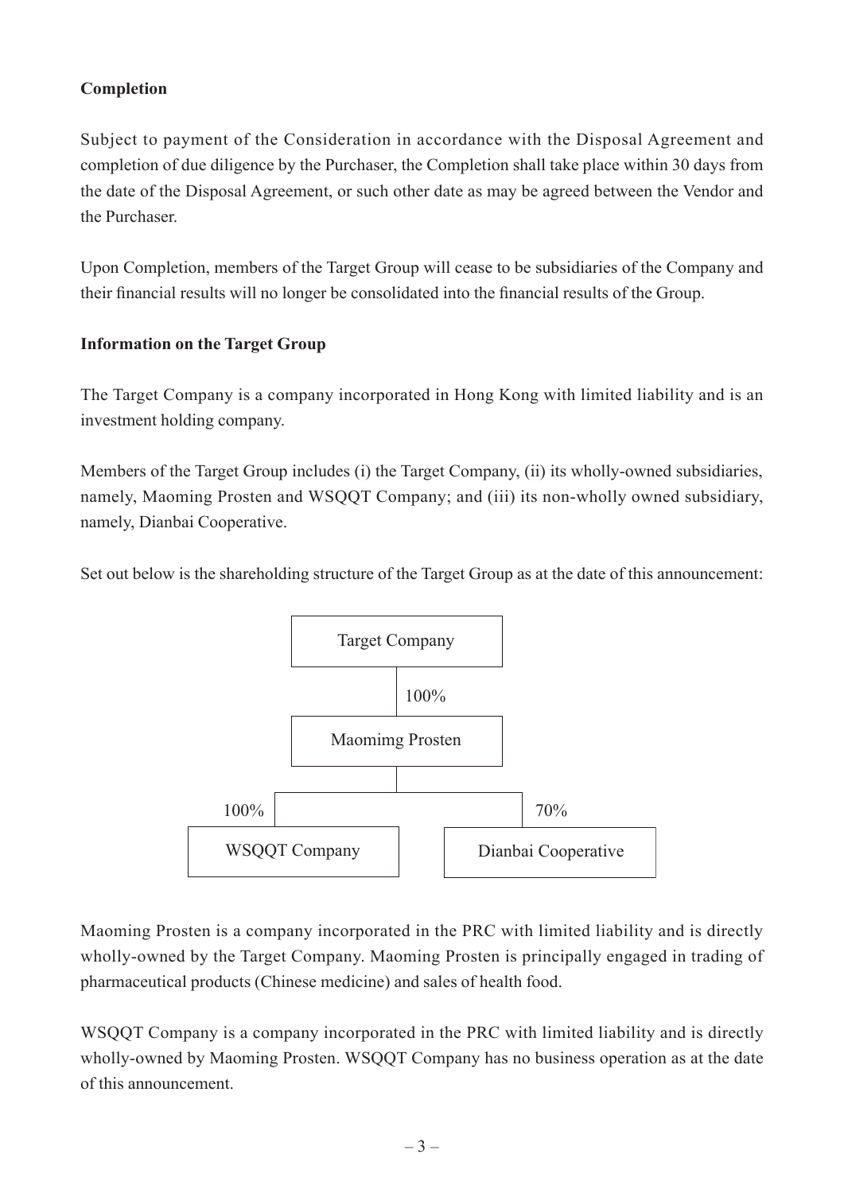**Completion**

Subject to payment of the Consideration in accordance with the Disposal Agreement and completion of due diligence by the Purchaser, the Completion shall take place within 30 days from the date of the Disposal Agreement, or such other date as may be agreed between the Vendor and the Purchaser.

Upon Completion, members of the Target Group will cease to be subsidiaries of the Company and their financial results will no longer be consolidated into the financial results of the Group.

**Information on the Target Group**

The Target Company is a company incorporated in Hong Kong with limited liability and is an investment holding company.

Members of the Target Group includes (i) the Target Company, (ii) its wholly-owned subsidiaries, namely, Maoming Prosten and WSQQT Company; and (iii) its non-wholly owned subsidiary, namely, Dianbai Cooperative.

Set out below is the shareholding structure of the Target Group as at the date of this announcement:

```
                 Target Company
                       |
                       | 100%
                       |
                 Maomimg Prosten
                       |
          +------------+------------+
     100% |                         | 70%
          |                         |
    WSQQT Company           Dianbai Cooperative
```

Maoming Prosten is a company incorporated in the PRC with limited liability and is directly wholly-owned by the Target Company. Maoming Prosten is principally engaged in trading of pharmaceutical products (Chinese medicine) and sales of health food.

WSQQT Company is a company incorporated in the PRC with limited liability and is directly wholly-owned by Maoming Prosten. WSQQT Company has no business operation as at the date of this announcement.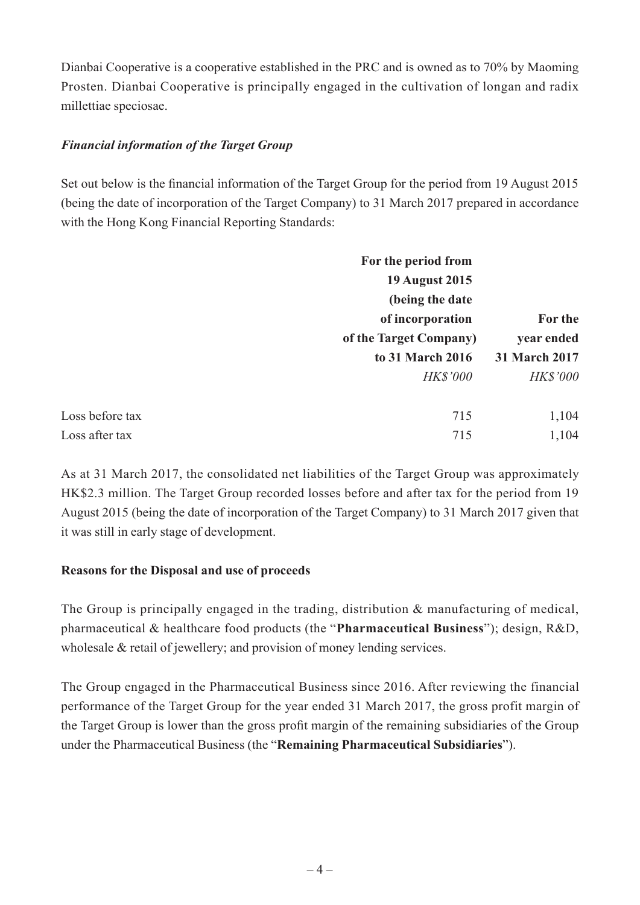Dianbai Cooperative is a cooperative established in the PRC and is owned as to 70% by Maoming Prosten. Dianbai Cooperative is principally engaged in the cultivation of longan and radix millettiae speciosae.

***Financial information of the Target Group***

Set out below is the financial information of the Target Group for the period from 19 August 2015 (being the date of incorporation of the Target Company) to 31 March 2017 prepared in accordance with the Hong Kong Financial Reporting Standards:

| | **For the period from 19 August 2015 (being the date of incorporation of the Target Company) to 31 March 2016** | **For the year ended 31 March 2017** |
|---|---|---|
| | *HK$'000* | *HK$'000* |
| Loss before tax | 715 | 1,104 |
| Loss after tax | 715 | 1,104 |

As at 31 March 2017, the consolidated net liabilities of the Target Group was approximately HK$2.3 million. The Target Group recorded losses before and after tax for the period from 19 August 2015 (being the date of incorporation of the Target Company) to 31 March 2017 given that it was still in early stage of development.

**Reasons for the Disposal and use of proceeds**

The Group is principally engaged in the trading, distribution & manufacturing of medical, pharmaceutical & healthcare food products (the "**Pharmaceutical Business**"); design, R&D, wholesale & retail of jewellery; and provision of money lending services.

The Group engaged in the Pharmaceutical Business since 2016. After reviewing the financial performance of the Target Group for the year ended 31 March 2017, the gross profit margin of the Target Group is lower than the gross profit margin of the remaining subsidiaries of the Group under the Pharmaceutical Business (the "**Remaining Pharmaceutical Subsidiaries**").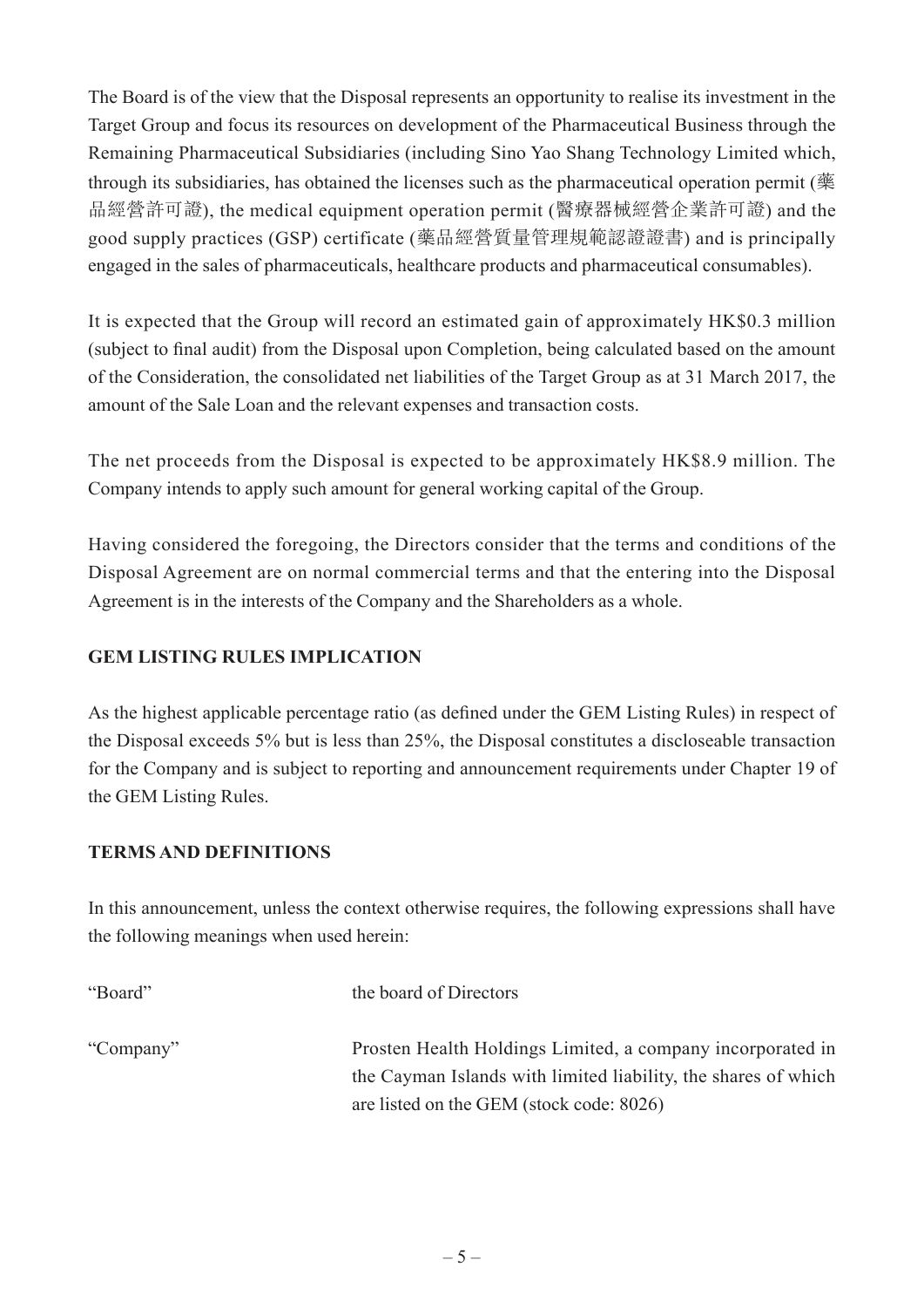The Board is of the view that the Disposal represents an opportunity to realise its investment in the Target Group and focus its resources on development of the Pharmaceutical Business through the Remaining Pharmaceutical Subsidiaries (including Sino Yao Shang Technology Limited which, through its subsidiaries, has obtained the licenses such as the pharmaceutical operation permit (藥品經營許可證), the medical equipment operation permit (醫療器械經營企業許可證) and the good supply practices (GSP) certificate (藥品經營質量管理規範認證證書) and is principally engaged in the sales of pharmaceuticals, healthcare products and pharmaceutical consumables).

It is expected that the Group will record an estimated gain of approximately HK$0.3 million (subject to final audit) from the Disposal upon Completion, being calculated based on the amount of the Consideration, the consolidated net liabilities of the Target Group as at 31 March 2017, the amount of the Sale Loan and the relevant expenses and transaction costs.

The net proceeds from the Disposal is expected to be approximately HK$8.9 million. The Company intends to apply such amount for general working capital of the Group.

Having considered the foregoing, the Directors consider that the terms and conditions of the Disposal Agreement are on normal commercial terms and that the entering into the Disposal Agreement is in the interests of the Company and the Shareholders as a whole.

**GEM LISTING RULES IMPLICATION**

As the highest applicable percentage ratio (as defined under the GEM Listing Rules) in respect of the Disposal exceeds 5% but is less than 25%, the Disposal constitutes a discloseable transaction for the Company and is subject to reporting and announcement requirements under Chapter 19 of the GEM Listing Rules.

**TERMS AND DEFINITIONS**

In this announcement, unless the context otherwise requires, the following expressions shall have the following meanings when used herein:

| | |
|---|---|
| "Board" | the board of Directors |
| "Company" | Prosten Health Holdings Limited, a company incorporated in the Cayman Islands with limited liability, the shares of which are listed on the GEM (stock code: 8026) |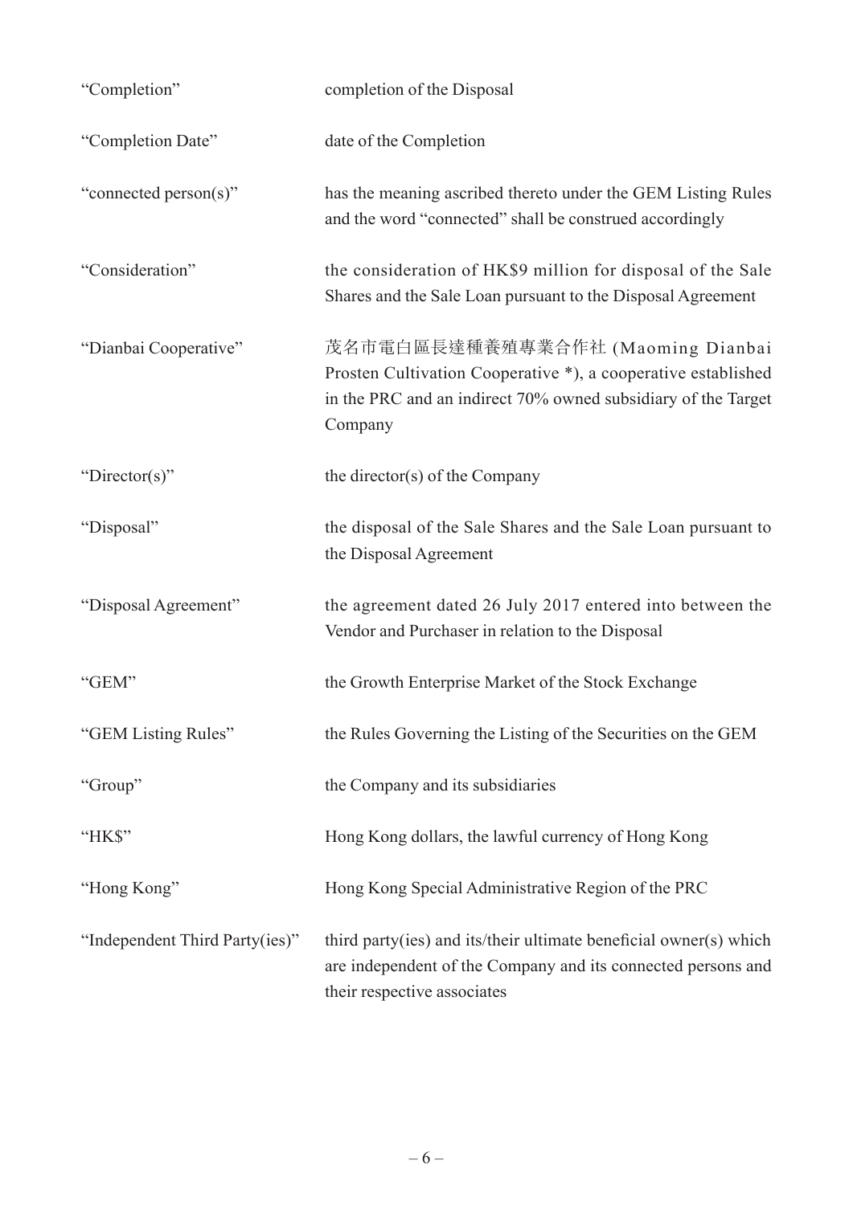| | |
|---|---|
| "Completion" | completion of the Disposal |
| "Completion Date" | date of the Completion |
| "connected person(s)" | has the meaning ascribed thereto under the GEM Listing Rules and the word "connected" shall be construed accordingly |
| "Consideration" | the consideration of HK$9 million for disposal of the Sale Shares and the Sale Loan pursuant to the Disposal Agreement |
| "Dianbai Cooperative" | 茂名市電白區長達種養殖專業合作社 (Maoming Dianbai Prosten Cultivation Cooperative *), a cooperative established in the PRC and an indirect 70% owned subsidiary of the Target Company |
| "Director(s)" | the director(s) of the Company |
| "Disposal" | the disposal of the Sale Shares and the Sale Loan pursuant to the Disposal Agreement |
| "Disposal Agreement" | the agreement dated 26 July 2017 entered into between the Vendor and Purchaser in relation to the Disposal |
| "GEM" | the Growth Enterprise Market of the Stock Exchange |
| "GEM Listing Rules" | the Rules Governing the Listing of the Securities on the GEM |
| "Group" | the Company and its subsidiaries |
| "HK$" | Hong Kong dollars, the lawful currency of Hong Kong |
| "Hong Kong" | Hong Kong Special Administrative Region of the PRC |
| "Independent Third Party(ies)" | third party(ies) and its/their ultimate beneficial owner(s) which are independent of the Company and its connected persons and their respective associates |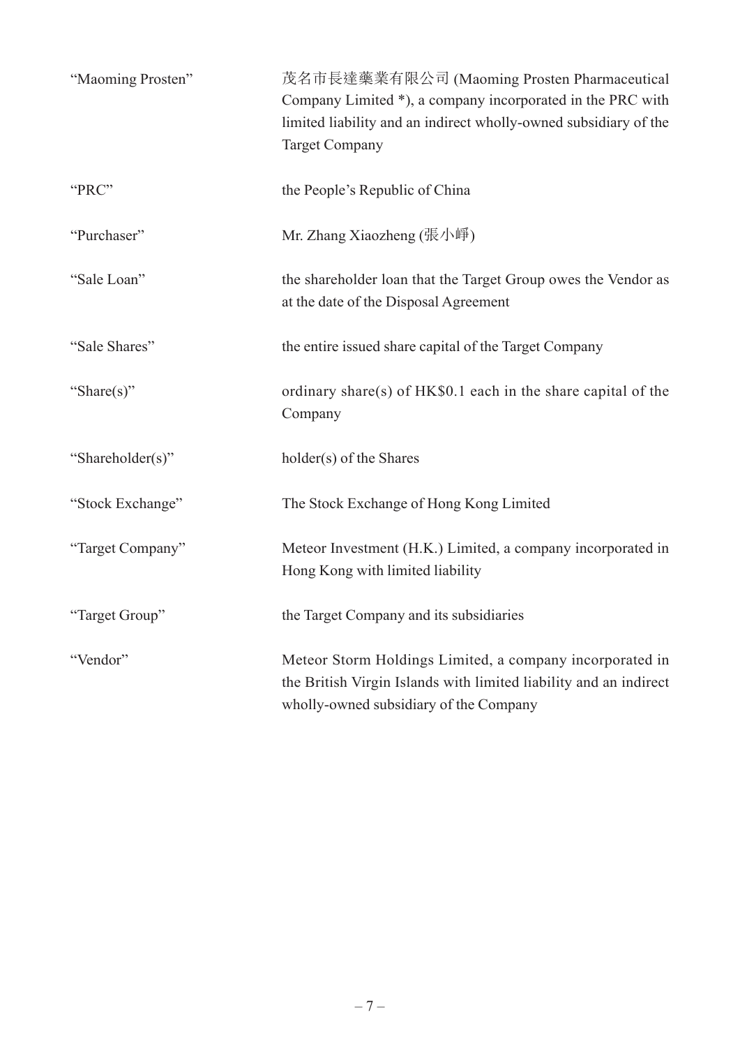| | |
|---|---|
| "Maoming Prosten" | 茂名市長達藥業有限公司 (Maoming Prosten Pharmaceutical Company Limited *), a company incorporated in the PRC with limited liability and an indirect wholly-owned subsidiary of the Target Company |
| "PRC" | the People's Republic of China |
| "Purchaser" | Mr. Zhang Xiaozheng (張小崢) |
| "Sale Loan" | the shareholder loan that the Target Group owes the Vendor as at the date of the Disposal Agreement |
| "Sale Shares" | the entire issued share capital of the Target Company |
| "Share(s)" | ordinary share(s) of HK$0.1 each in the share capital of the Company |
| "Shareholder(s)" | holder(s) of the Shares |
| "Stock Exchange" | The Stock Exchange of Hong Kong Limited |
| "Target Company" | Meteor Investment (H.K.) Limited, a company incorporated in Hong Kong with limited liability |
| "Target Group" | the Target Company and its subsidiaries |
| "Vendor" | Meteor Storm Holdings Limited, a company incorporated in the British Virgin Islands with limited liability and an indirect wholly-owned subsidiary of the Company |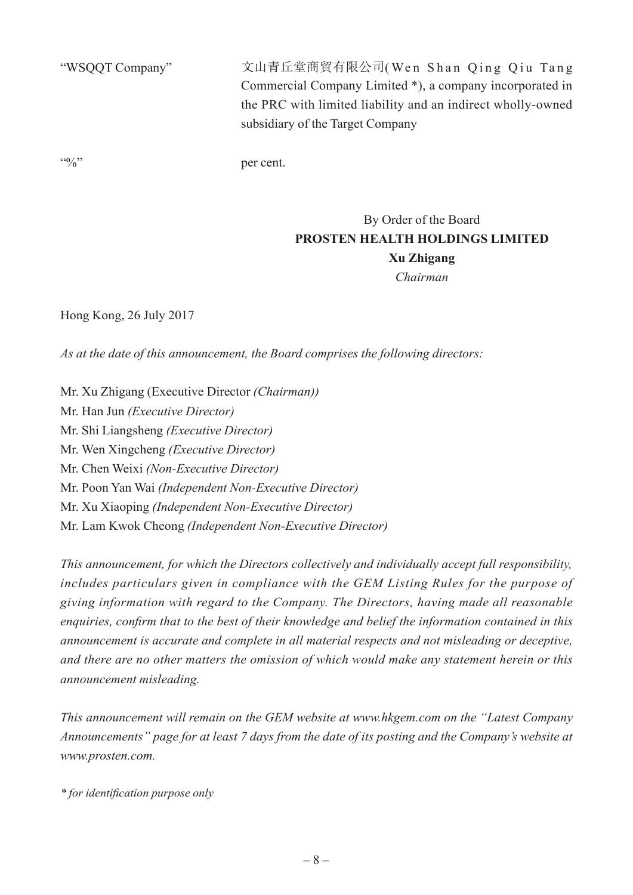| | |
|---|---|
| "WSQQT Company" | 文山青丘堂商貿有限公司(Wen Shan Qing Qiu Tang Commercial Company Limited *), a company incorporated in the PRC with limited liability and an indirect wholly-owned subsidiary of the Target Company |
| "%" | per cent. |

By Order of the Board
**PROSTEN HEALTH HOLDINGS LIMITED**
**Xu Zhigang**
*Chairman*

Hong Kong, 26 July 2017

*As at the date of this announcement, the Board comprises the following directors:*

Mr. Xu Zhigang (Executive Director *(Chairman))*
Mr. Han Jun *(Executive Director)*
Mr. Shi Liangsheng *(Executive Director)*
Mr. Wen Xingcheng *(Executive Director)*
Mr. Chen Weixi *(Non-Executive Director)*
Mr. Poon Yan Wai *(Independent Non-Executive Director)*
Mr. Xu Xiaoping *(Independent Non-Executive Director)*
Mr. Lam Kwok Cheong *(Independent Non-Executive Director)*

*This announcement, for which the Directors collectively and individually accept full responsibility, includes particulars given in compliance with the GEM Listing Rules for the purpose of giving information with regard to the Company. The Directors, having made all reasonable enquiries, confirm that to the best of their knowledge and belief the information contained in this announcement is accurate and complete in all material respects and not misleading or deceptive, and there are no other matters the omission of which would make any statement herein or this announcement misleading.*

*This announcement will remain on the GEM website at www.hkgem.com on the "Latest Company Announcements" page for at least 7 days from the date of its posting and the Company's website at www.prosten.com.*

*\* for identification purpose only*